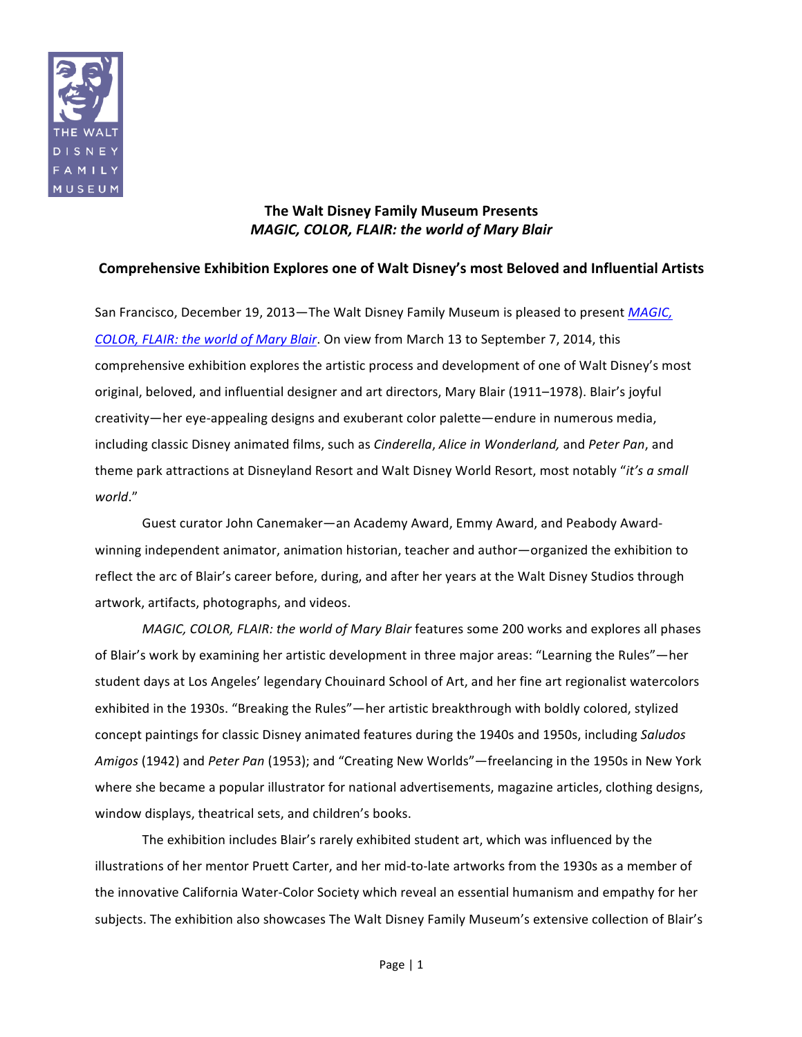THE WALT DISNEY FAMILY MUSEUM

## The Walt Disney Family Museum Presents *MAGIC, COLOR, FLAIR: the world of Mary Blair*

### Comprehensive Exhibition Explores one of Walt Disney's most Beloved and Influential Artists

San Francisco, December 19, 2013—The Walt Disney Family Museum is pleased to present *MAGIC, COLOR, FLAIR: the world of Mary Blair*. On view from March 13 to September 7, 2014, this comprehensive exhibition explores the artistic process and development of one of Walt Disney's most original, beloved, and influential designer and art directors, Mary Blair (1911–1978). Blair's joyful creativity—her eye-appealing designs and exuberant color palette—endure in numerous media, including classic Disney animated films, such as *Cinderella*, *Alice in Wonderland,* and *Peter Pan*, and theme park attractions at Disneyland Resort and Walt Disney World Resort, most notably "*it's a small world*."

Guest curator John Canemaker—an Academy Award, Emmy Award, and Peabody Award-winning independent animator, animation historian, teacher and author—organized the exhibition to reflect the arc of Blair's career before, during, and after her years at the Walt Disney Studios through artwork, artifacts, photographs, and videos.

*MAGIC, COLOR, FLAIR: the world of Mary Blair* features some 200 works and explores all phases of Blair's work by examining her artistic development in three major areas: "Learning the Rules"—her student days at Los Angeles' legendary Chouinard School of Art, and her fine art regionalist watercolors exhibited in the 1930s. "Breaking the Rules"—her artistic breakthrough with boldly colored, stylized concept paintings for classic Disney animated features during the 1940s and 1950s, including *Saludos Amigos* (1942) and *Peter Pan* (1953); and "Creating New Worlds"—freelancing in the 1950s in New York where she became a popular illustrator for national advertisements, magazine articles, clothing designs, window displays, theatrical sets, and children's books.

The exhibition includes Blair's rarely exhibited student art, which was influenced by the illustrations of her mentor Pruett Carter, and her mid-to-late artworks from the 1930s as a member of the innovative California Water-Color Society which reveal an essential humanism and empathy for her subjects. The exhibition also showcases The Walt Disney Family Museum's extensive collection of Blair's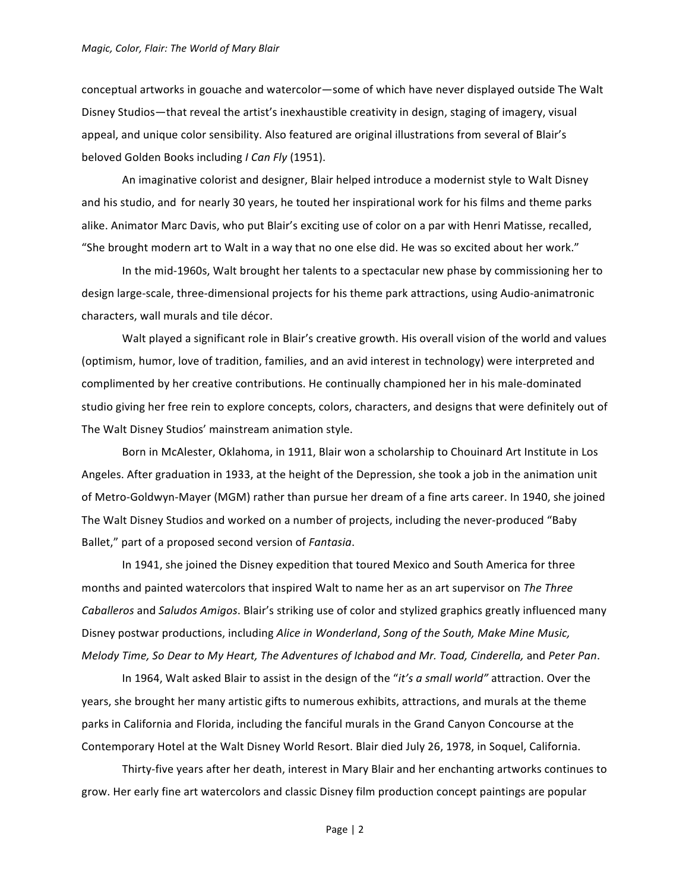conceptual artworks in gouache and watercolor—some of which have never displayed outside The Walt Disney Studios—that reveal the artist's inexhaustible creativity in design, staging of imagery, visual appeal, and unique color sensibility. Also featured are original illustrations from several of Blair's beloved Golden Books including *I Can Fly* (1951).

An imaginative colorist and designer, Blair helped introduce a modernist style to Walt Disney and his studio, and for nearly 30 years, he touted her inspirational work for his films and theme parks alike. Animator Marc Davis, who put Blair's exciting use of color on a par with Henri Matisse, recalled, "She brought modern art to Walt in a way that no one else did. He was so excited about her work."

In the mid-1960s, Walt brought her talents to a spectacular new phase by commissioning her to design large-scale, three-dimensional projects for his theme park attractions, using Audio-animatronic characters, wall murals and tile décor.

Walt played a significant role in Blair's creative growth. His overall vision of the world and values (optimism, humor, love of tradition, families, and an avid interest in technology) were interpreted and complimented by her creative contributions. He continually championed her in his male-dominated studio giving her free rein to explore concepts, colors, characters, and designs that were definitely out of The Walt Disney Studios' mainstream animation style.

Born in McAlester, Oklahoma, in 1911, Blair won a scholarship to Chouinard Art Institute in Los Angeles. After graduation in 1933, at the height of the Depression, she took a job in the animation unit of Metro-Goldwyn-Mayer (MGM) rather than pursue her dream of a fine arts career. In 1940, she joined The Walt Disney Studios and worked on a number of projects, including the never-produced "Baby Ballet," part of a proposed second version of *Fantasia*.

In 1941, she joined the Disney expedition that toured Mexico and South America for three months and painted watercolors that inspired Walt to name her as an art supervisor on *The Three Caballeros* and *Saludos Amigos*. Blair's striking use of color and stylized graphics greatly influenced many Disney postwar productions, including *Alice in Wonderland*, *Song of the South, Make Mine Music, Melody Time, So Dear to My Heart, The Adventures of Ichabod and Mr. Toad, Cinderella,* and *Peter Pan*.

In 1964, Walt asked Blair to assist in the design of the "*it's a small world"* attraction. Over the years, she brought her many artistic gifts to numerous exhibits, attractions, and murals at the theme parks in California and Florida, including the fanciful murals in the Grand Canyon Concourse at the Contemporary Hotel at the Walt Disney World Resort. Blair died July 26, 1978, in Soquel, California.

Thirty-five years after her death, interest in Mary Blair and her enchanting artworks continues to grow. Her early fine art watercolors and classic Disney film production concept paintings are popular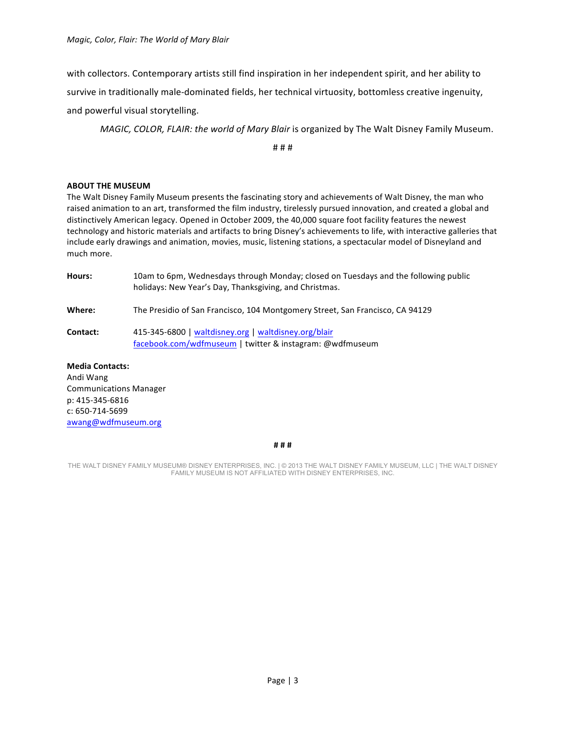with collectors. Contemporary artists still find inspiration in her independent spirit, and her ability to survive in traditionally male-dominated fields, her technical virtuosity, bottomless creative ingenuity, and powerful visual storytelling.

*MAGIC, COLOR, FLAIR: the world of Mary Blair* is organized by The Walt Disney Family Museum.

# # #

**ABOUT THE MUSEUM**

The Walt Disney Family Museum presents the fascinating story and achievements of Walt Disney, the man who raised animation to an art, transformed the film industry, tirelessly pursued innovation, and created a global and distinctively American legacy. Opened in October 2009, the 40,000 square foot facility features the newest technology and historic materials and artifacts to bring Disney's achievements to life, with interactive galleries that include early drawings and animation, movies, music, listening stations, a spectacular model of Disneyland and much more.

**Hours:** 10am to 6pm, Wednesdays through Monday; closed on Tuesdays and the following public holidays: New Year's Day, Thanksgiving, and Christmas.

**Where:** The Presidio of San Francisco, 104 Montgomery Street, San Francisco, CA 94129

**Contact:** 415-345-6800 | waltdisney.org | waltdisney.org/blair
facebook.com/wdfmuseum | twitter & instagram: @wdfmuseum

**Media Contacts:**
Andi Wang
Communications Manager
p: 415-345-6816
c: 650-714-5699
awang@wdfmuseum.org

**# # #**

THE WALT DISNEY FAMILY MUSEUM® DISNEY ENTERPRISES, INC. | © 2013 THE WALT DISNEY FAMILY MUSEUM, LLC | THE WALT DISNEY FAMILY MUSEUM IS NOT AFFILIATED WITH DISNEY ENTERPRISES, INC.